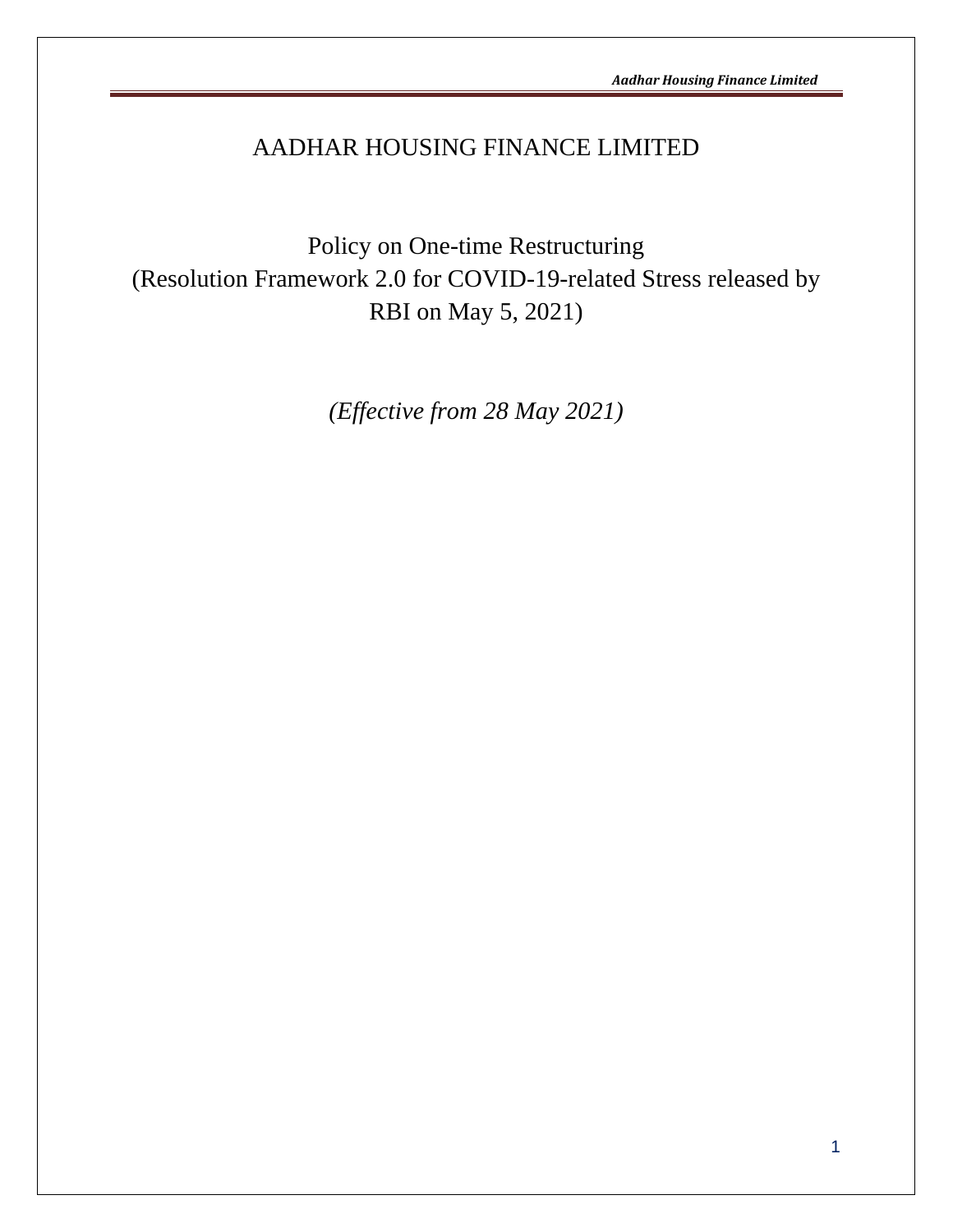# AADHAR HOUSING FINANCE LIMITED

## Policy on One-time Restructuring (Resolution Framework 2.0 for COVID-19-related Stress released by RBI on May 5, 2021)

*(Effective from 28 May 2021)*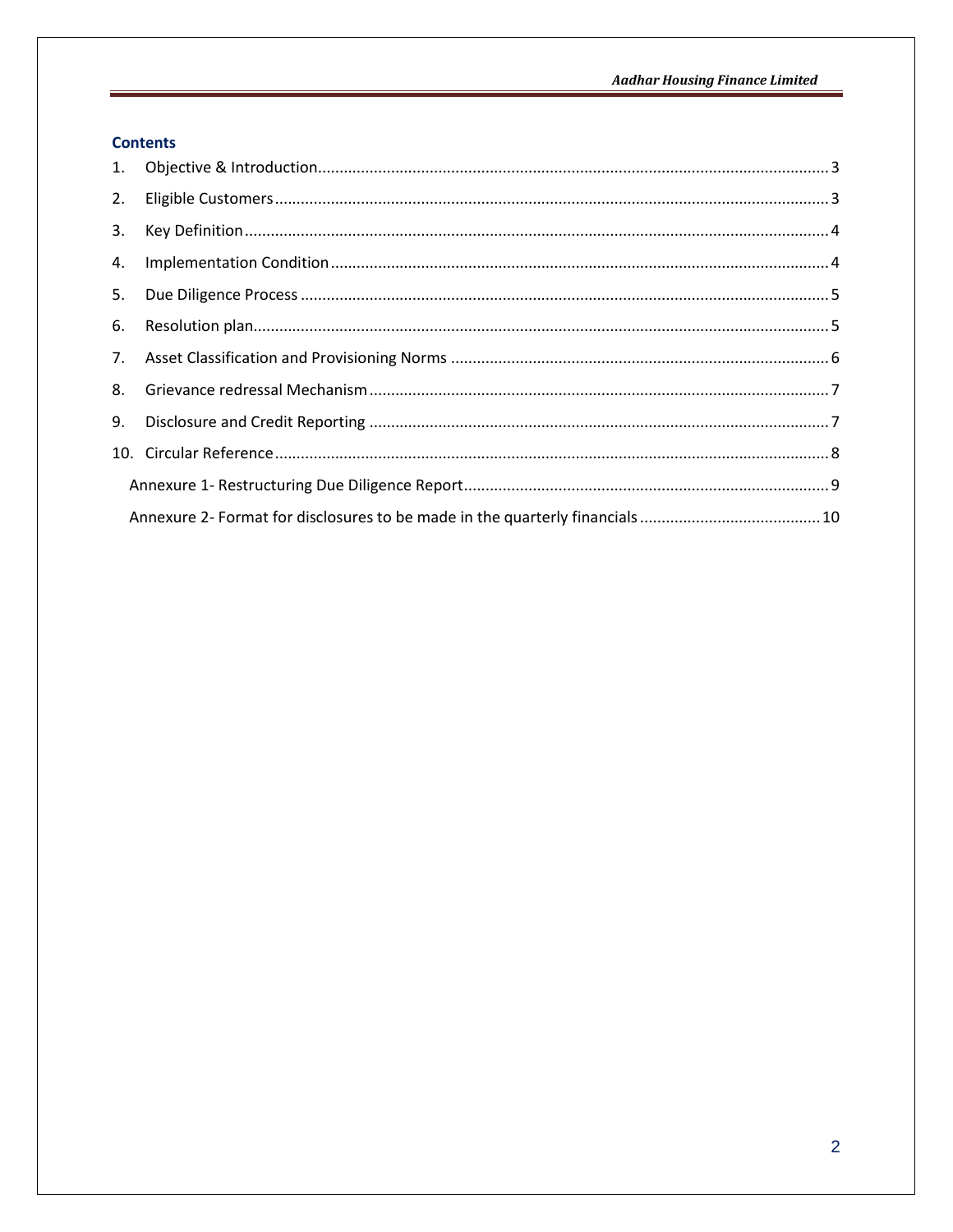## Contents

1. Objective & Introduction ........ 3
2. Eligible Customers ........ 3
3. Key Definition ........ 4
4. Implementation Condition ........ 4
5. Due Diligence Process ........ 5
6. Resolution plan ........ 5
7. Asset Classification and Provisioning Norms ........ 6
8. Grievance redressal Mechanism ........ 7
9. Disclosure and Credit Reporting ........ 7
10. Circular Reference ........ 8

   Annexure 1- Restructuring Due Diligence Report ........ 9

   Annexure 2- Format for disclosures to be made in the quarterly financials ........ 10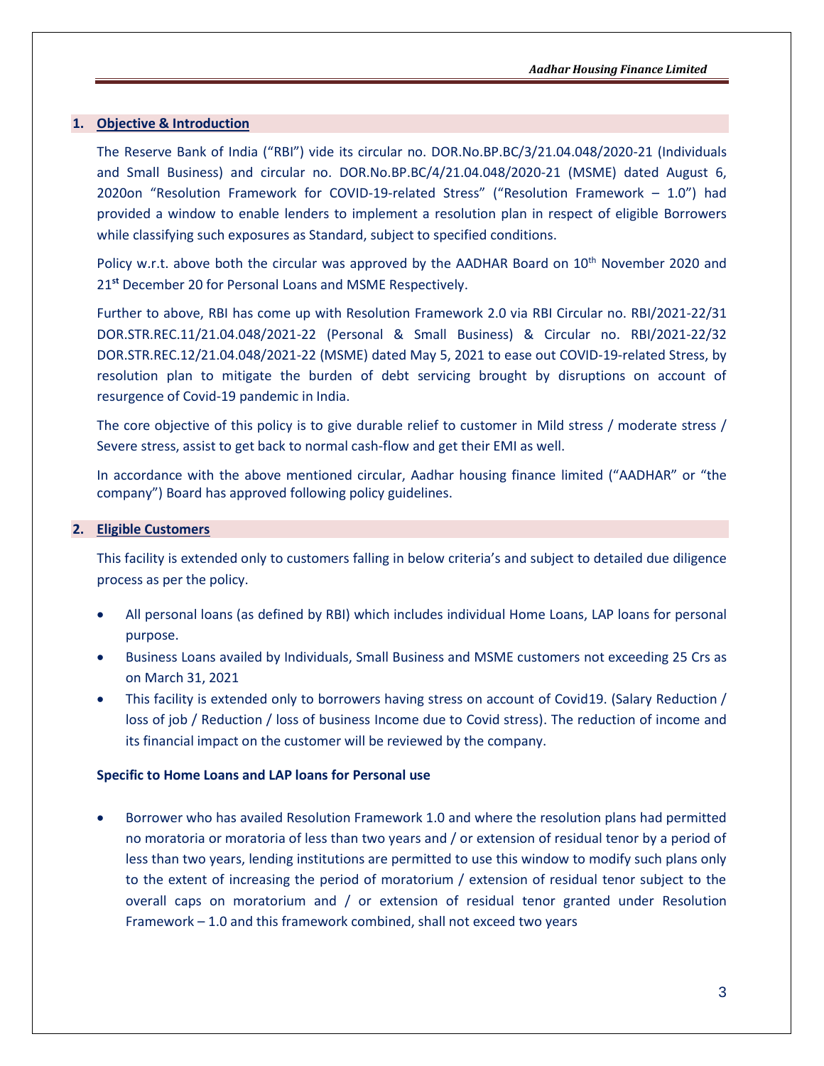## 1. Objective & Introduction

The Reserve Bank of India ("RBI") vide its circular no. DOR.No.BP.BC/3/21.04.048/2020-21 (Individuals and Small Business) and circular no. DOR.No.BP.BC/4/21.04.048/2020-21 (MSME) dated August 6, 2020on "Resolution Framework for COVID-19-related Stress" ("Resolution Framework – 1.0") had provided a window to enable lenders to implement a resolution plan in respect of eligible Borrowers while classifying such exposures as Standard, subject to specified conditions.

Policy w.r.t. above both the circular was approved by the AADHAR Board on 10th November 2020 and 21st December 20 for Personal Loans and MSME Respectively.

Further to above, RBI has come up with Resolution Framework 2.0 via RBI Circular no. RBI/2021-22/31 DOR.STR.REC.11/21.04.048/2021-22 (Personal & Small Business) & Circular no. RBI/2021-22/32 DOR.STR.REC.12/21.04.048/2021-22 (MSME) dated May 5, 2021 to ease out COVID-19-related Stress, by resolution plan to mitigate the burden of debt servicing brought by disruptions on account of resurgence of Covid-19 pandemic in India.

The core objective of this policy is to give durable relief to customer in Mild stress / moderate stress / Severe stress, assist to get back to normal cash-flow and get their EMI as well.

In accordance with the above mentioned circular, Aadhar housing finance limited ("AADHAR" or "the company") Board has approved following policy guidelines.

## 2. Eligible Customers

This facility is extended only to customers falling in below criteria's and subject to detailed due diligence process as per the policy.

- All personal loans (as defined by RBI) which includes individual Home Loans, LAP loans for personal purpose.
- Business Loans availed by Individuals, Small Business and MSME customers not exceeding 25 Crs as on March 31, 2021
- This facility is extended only to borrowers having stress on account of Covid19. (Salary Reduction / loss of job / Reduction / loss of business Income due to Covid stress). The reduction of income and its financial impact on the customer will be reviewed by the company.

**Specific to Home Loans and LAP loans for Personal use**

- Borrower who has availed Resolution Framework 1.0 and where the resolution plans had permitted no moratoria or moratoria of less than two years and / or extension of residual tenor by a period of less than two years, lending institutions are permitted to use this window to modify such plans only to the extent of increasing the period of moratorium / extension of residual tenor subject to the overall caps on moratorium and / or extension of residual tenor granted under Resolution Framework – 1.0 and this framework combined, shall not exceed two years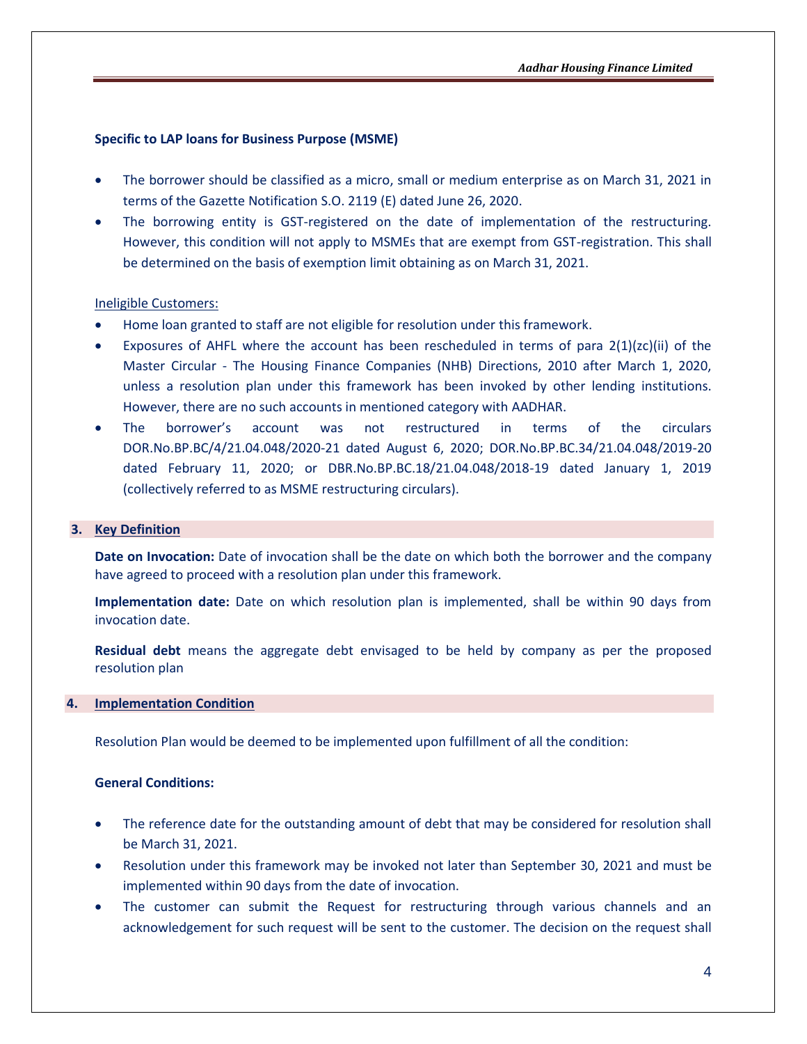**Specific to LAP loans for Business Purpose (MSME)**

- The borrower should be classified as a micro, small or medium enterprise as on March 31, 2021 in terms of the Gazette Notification S.O. 2119 (E) dated June 26, 2020.
- The borrowing entity is GST-registered on the date of implementation of the restructuring. However, this condition will not apply to MSMEs that are exempt from GST-registration. This shall be determined on the basis of exemption limit obtaining as on March 31, 2021.

Ineligible Customers:

- Home loan granted to staff are not eligible for resolution under this framework.
- Exposures of AHFL where the account has been rescheduled in terms of para 2(1)(zc)(ii) of the Master Circular - The Housing Finance Companies (NHB) Directions, 2010 after March 1, 2020, unless a resolution plan under this framework has been invoked by other lending institutions. However, there are no such accounts in mentioned category with AADHAR.
- The borrower's account was not restructured in terms of the circulars DOR.No.BP.BC/4/21.04.048/2020-21 dated August 6, 2020; DOR.No.BP.BC.34/21.04.048/2019-20 dated February 11, 2020; or DBR.No.BP.BC.18/21.04.048/2018-19 dated January 1, 2019 (collectively referred to as MSME restructuring circulars).

## 3. Key Definition

**Date on Invocation:** Date of invocation shall be the date on which both the borrower and the company have agreed to proceed with a resolution plan under this framework.

**Implementation date:** Date on which resolution plan is implemented, shall be within 90 days from invocation date.

**Residual debt** means the aggregate debt envisaged to be held by company as per the proposed resolution plan

## 4. Implementation Condition

Resolution Plan would be deemed to be implemented upon fulfillment of all the condition:

**General Conditions:**

- The reference date for the outstanding amount of debt that may be considered for resolution shall be March 31, 2021.
- Resolution under this framework may be invoked not later than September 30, 2021 and must be implemented within 90 days from the date of invocation.
- The customer can submit the Request for restructuring through various channels and an acknowledgement for such request will be sent to the customer. The decision on the request shall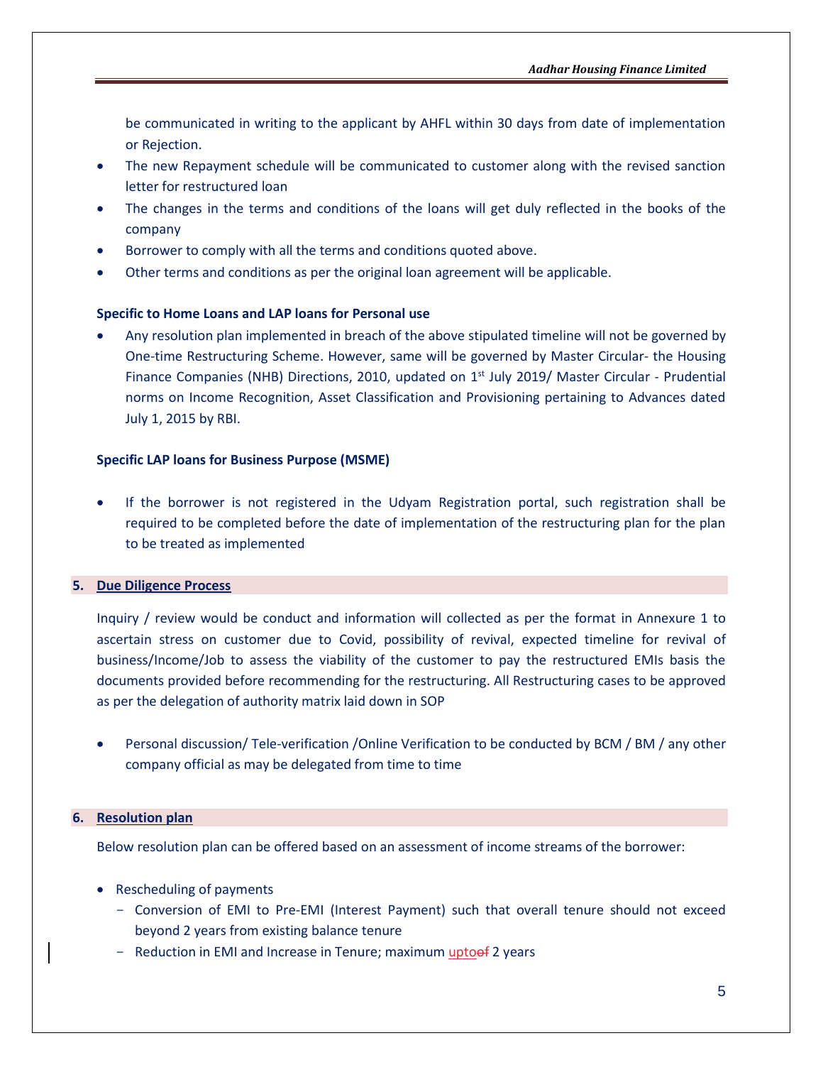be communicated in writing to the applicant by AHFL within 30 days from date of implementation or Rejection.

- The new Repayment schedule will be communicated to customer along with the revised sanction letter for restructured loan
- The changes in the terms and conditions of the loans will get duly reflected in the books of the company
- Borrower to comply with all the terms and conditions quoted above.
- Other terms and conditions as per the original loan agreement will be applicable.

**Specific to Home Loans and LAP loans for Personal use**

- Any resolution plan implemented in breach of the above stipulated timeline will not be governed by One-time Restructuring Scheme. However, same will be governed by Master Circular- the Housing Finance Companies (NHB) Directions, 2010, updated on 1st July 2019/ Master Circular - Prudential norms on Income Recognition, Asset Classification and Provisioning pertaining to Advances dated July 1, 2015 by RBI.

**Specific LAP loans for Business Purpose (MSME)**

- If the borrower is not registered in the Udyam Registration portal, such registration shall be required to be completed before the date of implementation of the restructuring plan for the plan to be treated as implemented

## 5. Due Diligence Process

Inquiry / review would be conduct and information will collected as per the format in Annexure 1 to ascertain stress on customer due to Covid, possibility of revival, expected timeline for revival of business/Income/Job to assess the viability of the customer to pay the restructured EMIs basis the documents provided before recommending for the restructuring. All Restructuring cases to be approved as per the delegation of authority matrix laid down in SOP

- Personal discussion/ Tele-verification /Online Verification to be conducted by BCM / BM / any other company official as may be delegated from time to time

## 6. Resolution plan

Below resolution plan can be offered based on an assessment of income streams of the borrower:

- Rescheduling of payments
  - Conversion of EMI to Pre-EMI (Interest Payment) such that overall tenure should not exceed beyond 2 years from existing balance tenure
  - Reduction in EMI and Increase in Tenure; maximum uptoof 2 years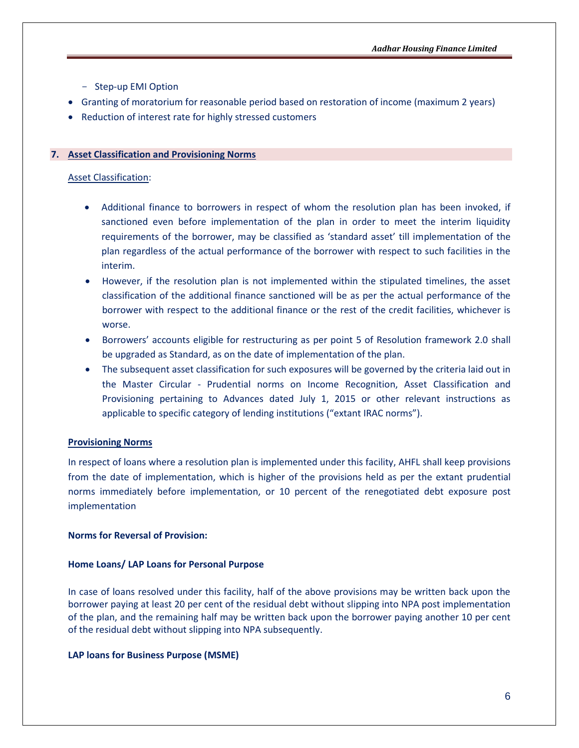- Step-up EMI Option
- Granting of moratorium for reasonable period based on restoration of income (maximum 2 years)
- Reduction of interest rate for highly stressed customers

## 7. Asset Classification and Provisioning Norms

Asset Classification:

- Additional finance to borrowers in respect of whom the resolution plan has been invoked, if sanctioned even before implementation of the plan in order to meet the interim liquidity requirements of the borrower, may be classified as 'standard asset' till implementation of the plan regardless of the actual performance of the borrower with respect to such facilities in the interim.
- However, if the resolution plan is not implemented within the stipulated timelines, the asset classification of the additional finance sanctioned will be as per the actual performance of the borrower with respect to the additional finance or the rest of the credit facilities, whichever is worse.
- Borrowers' accounts eligible for restructuring as per point 5 of Resolution framework 2.0 shall be upgraded as Standard, as on the date of implementation of the plan.
- The subsequent asset classification for such exposures will be governed by the criteria laid out in the Master Circular - Prudential norms on Income Recognition, Asset Classification and Provisioning pertaining to Advances dated July 1, 2015 or other relevant instructions as applicable to specific category of lending institutions ("extant IRAC norms").

**Provisioning Norms**

In respect of loans where a resolution plan is implemented under this facility, AHFL shall keep provisions from the date of implementation, which is higher of the provisions held as per the extant prudential norms immediately before implementation, or 10 percent of the renegotiated debt exposure post implementation

**Norms for Reversal of Provision:**

**Home Loans/ LAP Loans for Personal Purpose**

In case of loans resolved under this facility, half of the above provisions may be written back upon the borrower paying at least 20 per cent of the residual debt without slipping into NPA post implementation of the plan, and the remaining half may be written back upon the borrower paying another 10 per cent of the residual debt without slipping into NPA subsequently.

**LAP loans for Business Purpose (MSME)**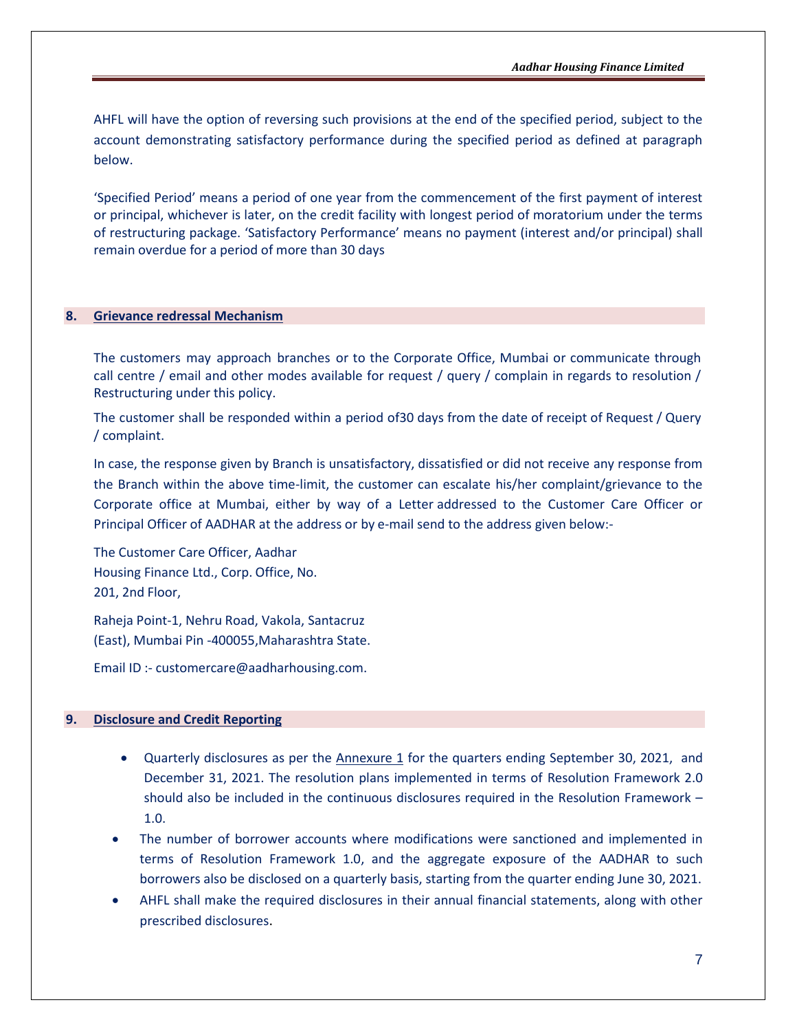AHFL will have the option of reversing such provisions at the end of the specified period, subject to the account demonstrating satisfactory performance during the specified period as defined at paragraph below.

'Specified Period' means a period of one year from the commencement of the first payment of interest or principal, whichever is later, on the credit facility with longest period of moratorium under the terms of restructuring package. 'Satisfactory Performance' means no payment (interest and/or principal) shall remain overdue for a period of more than 30 days

## 8. Grievance redressal Mechanism

The customers may approach branches or to the Corporate Office, Mumbai or communicate through call centre / email and other modes available for request / query / complain in regards to resolution / Restructuring under this policy.

The customer shall be responded within a period of30 days from the date of receipt of Request / Query / complaint.

In case, the response given by Branch is unsatisfactory, dissatisfied or did not receive any response from the Branch within the above time-limit, the customer can escalate his/her complaint/grievance to the Corporate office at Mumbai, either by way of a Letter addressed to the Customer Care Officer or Principal Officer of AADHAR at the address or by e-mail send to the address given below:-

The Customer Care Officer, Aadhar
Housing Finance Ltd., Corp. Office, No.
201, 2nd Floor,

Raheja Point-1, Nehru Road, Vakola, Santacruz
(East), Mumbai Pin -400055,Maharashtra State.

Email ID :- customercare@aadharhousing.com.

## 9. Disclosure and Credit Reporting

- Quarterly disclosures as per the Annexure 1 for the quarters ending September 30, 2021, and December 31, 2021. The resolution plans implemented in terms of Resolution Framework 2.0 should also be included in the continuous disclosures required in the Resolution Framework – 1.0.
- The number of borrower accounts where modifications were sanctioned and implemented in terms of Resolution Framework 1.0, and the aggregate exposure of the AADHAR to such borrowers also be disclosed on a quarterly basis, starting from the quarter ending June 30, 2021.
- AHFL shall make the required disclosures in their annual financial statements, along with other prescribed disclosures.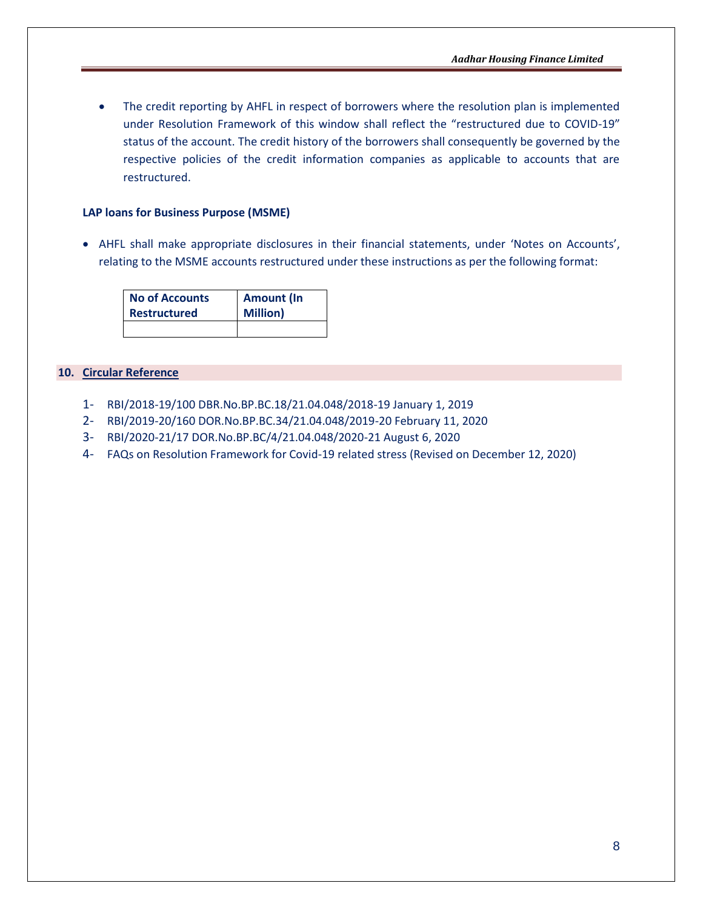- The credit reporting by AHFL in respect of borrowers where the resolution plan is implemented under Resolution Framework of this window shall reflect the "restructured due to COVID-19" status of the account. The credit history of the borrowers shall consequently be governed by the respective policies of the credit information companies as applicable to accounts that are restructured.

**LAP loans for Business Purpose (MSME)**

- AHFL shall make appropriate disclosures in their financial statements, under 'Notes on Accounts', relating to the MSME accounts restructured under these instructions as per the following format:

| No of Accounts Restructured | Amount (In Million) |
|---|---|
| | |

## 10. Circular Reference

1- RBI/2018-19/100 DBR.No.BP.BC.18/21.04.048/2018-19 January 1, 2019
2- RBI/2019-20/160 DOR.No.BP.BC.34/21.04.048/2019-20 February 11, 2020
3- RBI/2020-21/17 DOR.No.BP.BC/4/21.04.048/2020-21 August 6, 2020
4- FAQs on Resolution Framework for Covid-19 related stress (Revised on December 12, 2020)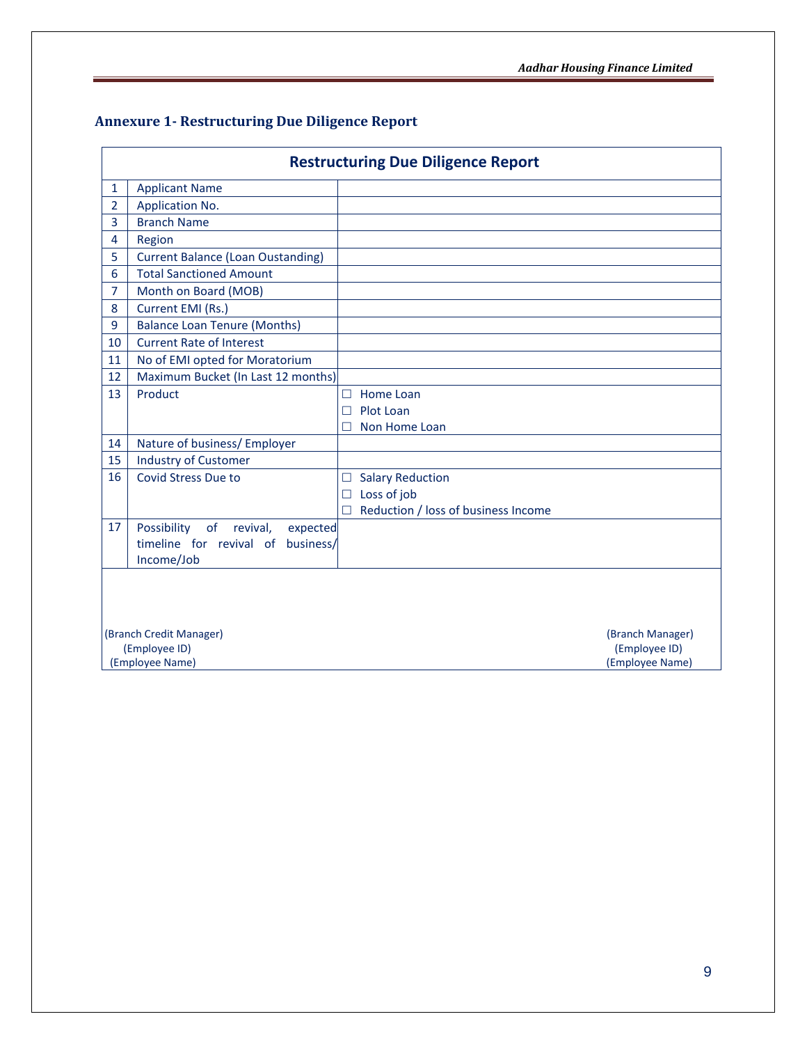## Annexure 1- Restructuring Due Diligence Report

| Restructuring Due Diligence Report | | |
|---|---|---|
| 1 | Applicant Name | |
| 2 | Application No. | |
| 3 | Branch Name | |
| 4 | Region | |
| 5 | Current Balance (Loan Oustanding) | |
| 6 | Total Sanctioned Amount | |
| 7 | Month on Board (MOB) | |
| 8 | Current EMI (Rs.) | |
| 9 | Balance Loan Tenure (Months) | |
| 10 | Current Rate of Interest | |
| 11 | No of EMI opted for Moratorium | |
| 12 | Maximum Bucket (In Last 12 months) | |
| 13 | Product | ☐ Home Loan<br>☐ Plot Loan<br>☐ Non Home Loan |
| 14 | Nature of business/ Employer | |
| 15 | Industry of Customer | |
| 16 | Covid Stress Due to | ☐ Salary Reduction<br>☐ Loss of job<br>☐ Reduction / loss of business Income |
| 17 | Possibility of revival, expected timeline for revival of business/ Income/Job | |

(Branch Credit Manager)
(Employee ID)
(Employee Name)

(Branch Manager)
(Employee ID)
(Employee Name)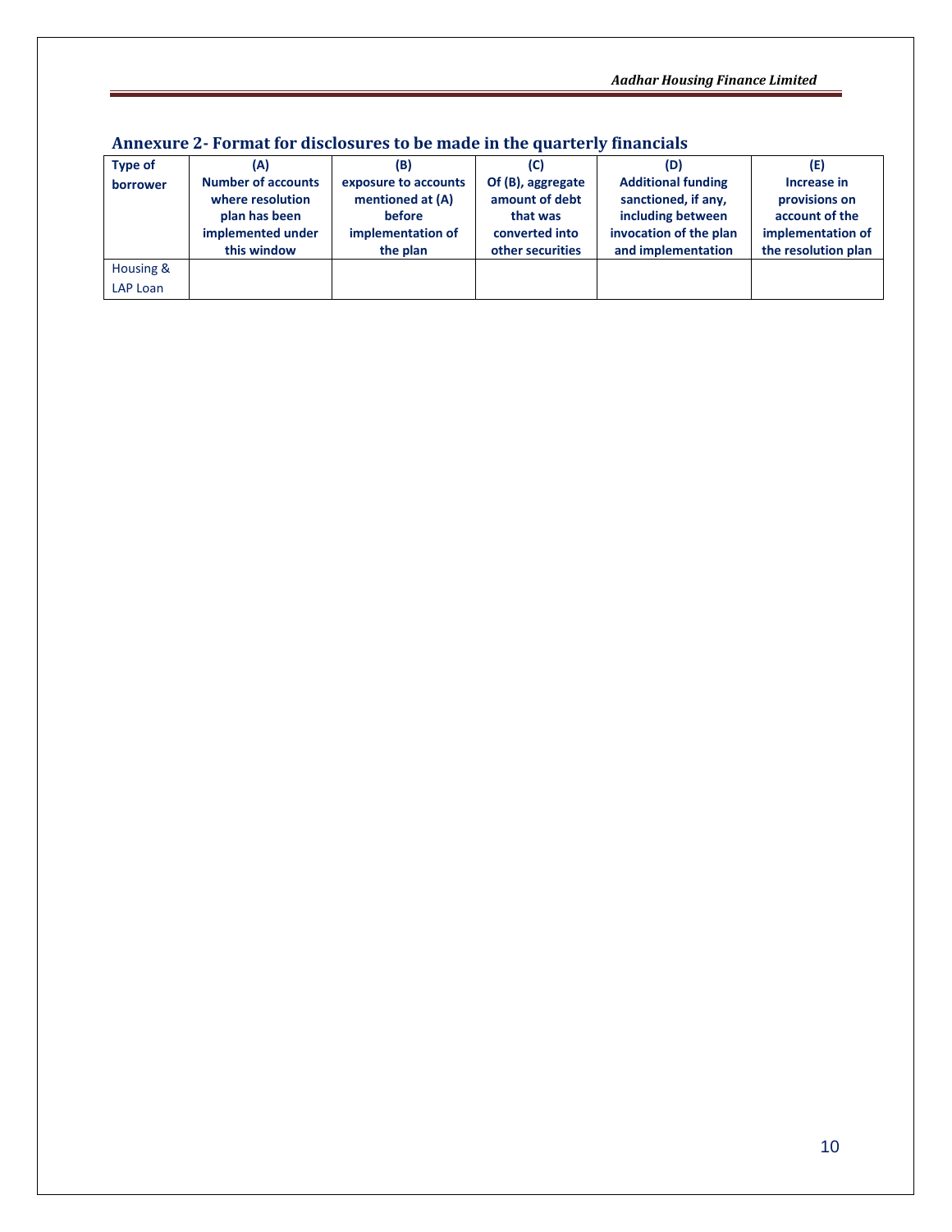## Annexure 2- Format for disclosures to be made in the quarterly financials

| Type of borrower | (A) Number of accounts where resolution plan has been implemented under this window | (B) exposure to accounts mentioned at (A) before implementation of the plan | (C) Of (B), aggregate amount of debt that was converted into other securities | (D) Additional funding sanctioned, if any, including between invocation of the plan and implementation | (E) Increase in provisions on account of the implementation of the resolution plan |
|---|---|---|---|---|---|
| Housing & LAP Loan | | | | | |